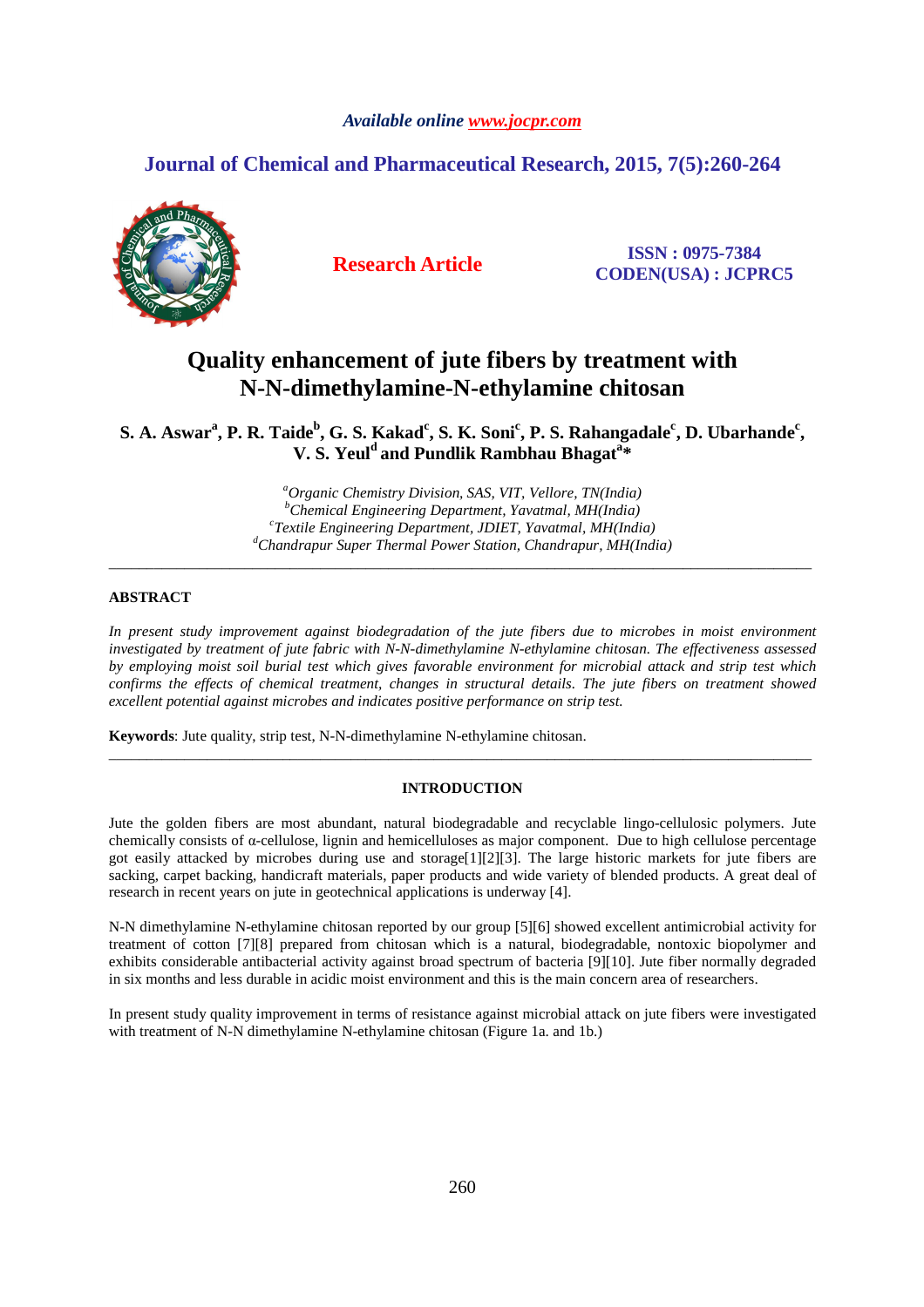*Available online www.jocpr.com*

## Journal of Chemical and Pharmaceutical Research, 2015, 7(5):260-264

**Research Article**

**ISSN : 0975-7384**
**CODEN(USA) : JCPRC5**

# Quality enhancement of jute fibers by treatment with N-N-dimethylamine-N-ethylamine chitosan

**S. A. Aswar[a], P. R. Taide[b], G. S. Kakad[c], S. K. Soni[c], P. S. Rahangadale[c], D. Ubarhande[c], V. S. Yeul[d] and Pundlik Rambhau Bhagat[a]\***

*[a]Organic Chemistry Division, SAS, VIT, Vellore, TN(India)*
*[b]Chemical Engineering Department, Yavatmal, MH(India)*
*[c]Textile Engineering Department, JDIET, Yavatmal, MH(India)*
*[d]Chandrapur Super Thermal Power Station, Chandrapur, MH(India)*

---

## ABSTRACT

*In present study improvement against biodegradation of the jute fibers due to microbes in moist environment investigated by treatment of jute fabric with N-N-dimethylamine N-ethylamine chitosan. The effectiveness assessed by employing moist soil burial test which gives favorable environment for microbial attack and strip test which confirms the effects of chemical treatment, changes in structural details. The jute fibers on treatment showed excellent potential against microbes and indicates positive performance on strip test.*

**Keywords**: Jute quality, strip test, N-N-dimethylamine N-ethylamine chitosan.

---

## INTRODUCTION

Jute the golden fibers are most abundant, natural biodegradable and recyclable lingo-cellulosic polymers. Jute chemically consists of α-cellulose, lignin and hemicelluloses as major component. Due to high cellulose percentage got easily attacked by microbes during use and storage[1][2][3]. The large historic markets for jute fibers are sacking, carpet backing, handicraft materials, paper products and wide variety of blended products. A great deal of research in recent years on jute in geotechnical applications is underway [4].

N-N dimethylamine N-ethylamine chitosan reported by our group [5][6] showed excellent antimicrobial activity for treatment of cotton [7][8] prepared from chitosan which is a natural, biodegradable, nontoxic biopolymer and exhibits considerable antibacterial activity against broad spectrum of bacteria [9][10]. Jute fiber normally degraded in six months and less durable in acidic moist environment and this is the main concern area of researchers.

In present study quality improvement in terms of resistance against microbial attack on jute fibers were investigated with treatment of N-N dimethylamine N-ethylamine chitosan (Figure 1a. and 1b.)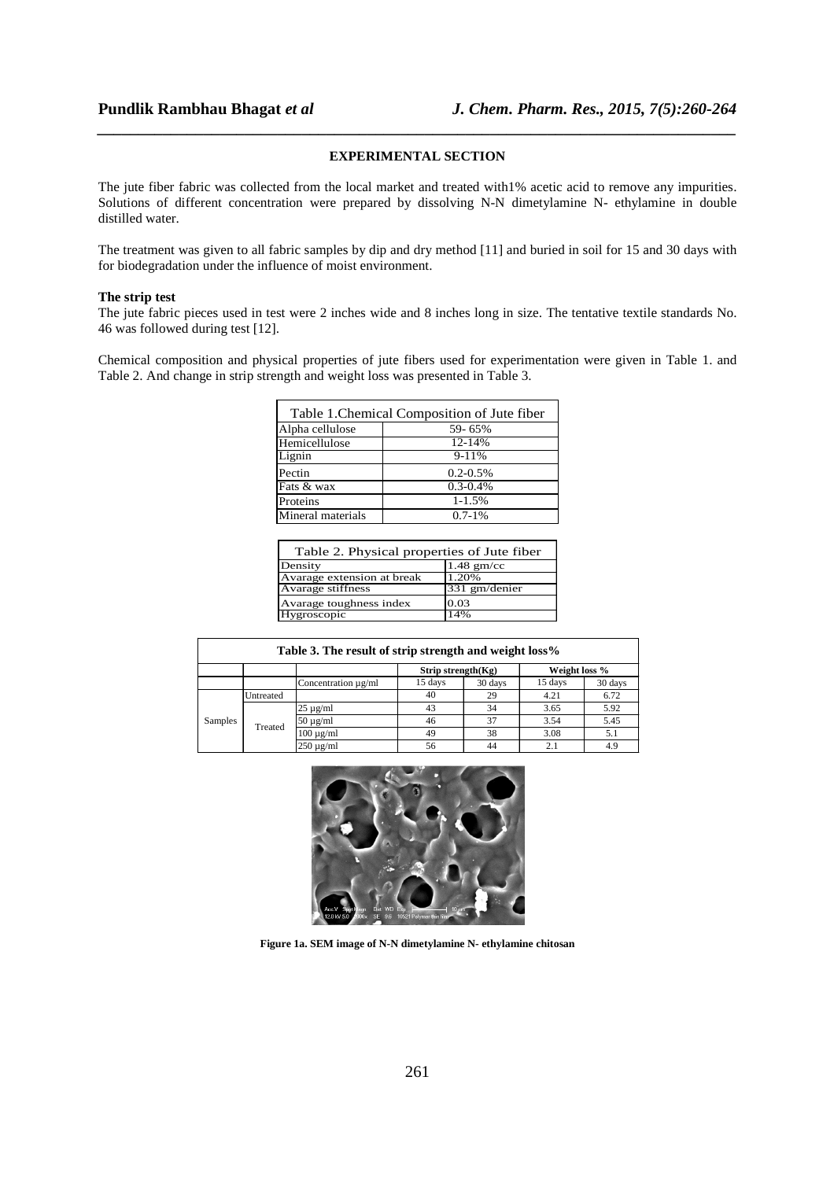## EXPERIMENTAL SECTION

The jute fiber fabric was collected from the local market and treated with1% acetic acid to remove any impurities. Solutions of different concentration were prepared by dissolving N-N dimetylamine N- ethylamine in double distilled water.

The treatment was given to all fabric samples by dip and dry method [11] and buried in soil for 15 and 30 days with for biodegradation under the influence of moist environment.

### The strip test

The jute fabric pieces used in test were 2 inches wide and 8 inches long in size. The tentative textile standards No. 46 was followed during test [12].

Chemical composition and physical properties of jute fibers used for experimentation were given in Table 1. and Table 2. And change in strip strength and weight loss was presented in Table 3.

Table 1.Chemical Composition of Jute fiber

| Component | Value |
|---|---|
| Alpha cellulose | 59- 65% |
| Hemicellulose | 12-14% |
| Lignin | 9-11% |
| Pectin | 0.2-0.5% |
| Fats & wax | 0.3-0.4% |
| Proteins | 1-1.5% |
| Mineral materials | 0.7-1% |

Table 2. Physical properties of Jute fiber

| Property | Value |
|---|---|
| Density | 1.48 gm/cc |
| Avarage extension at break | 1.20% |
| Avarage stiffness | 331 gm/denier |
| Avarage toughness index | 0.03 |
| Hygroscopic | 14% |

**Table 3. The result of strip strength and weight loss%**

| | | | Strip strength(Kg) | | Weight loss % | |
|---|---|---|---|---|---|---|
| | | Concentration μg/ml | 15 days | 30 days | 15 days | 30 days |
| Samples | Untreated | | 40 | 29 | 4.21 | 6.72 |
| | Treated | 25 μg/ml | 43 | 34 | 3.65 | 5.92 |
| | | 50 μg/ml | 46 | 37 | 3.54 | 5.45 |
| | | 100 μg/ml | 49 | 38 | 3.08 | 5.1 |
| | | 250 μg/ml | 56 | 44 | 2.1 | 4.9 |

**Figure 1a. SEM image of N-N dimetylamine N- ethylamine chitosan**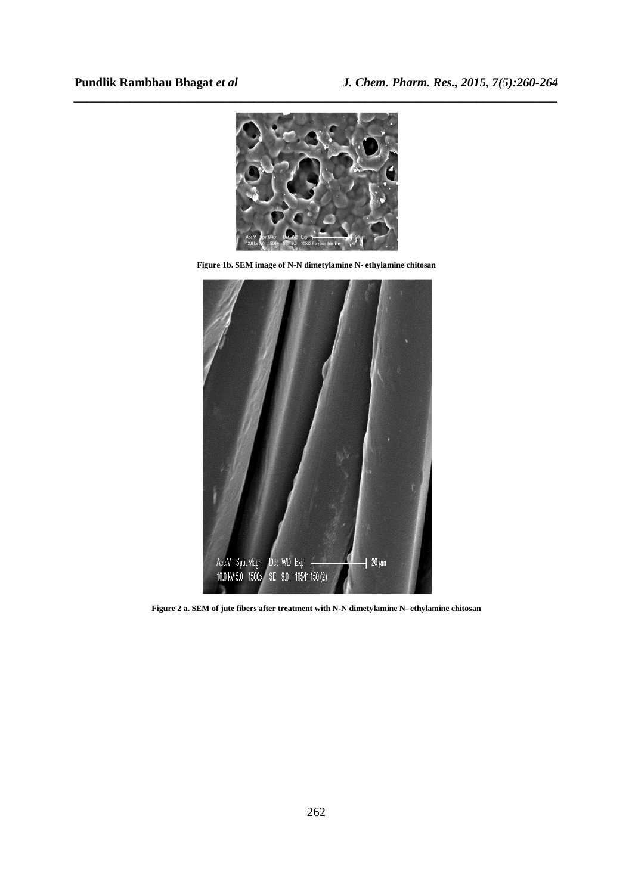**Figure 1b. SEM image of N-N dimetylamine N- ethylamine chitosan**

**Figure 2 a. SEM of jute fibers after treatment with N-N dimetylamine N- ethylamine chitosan**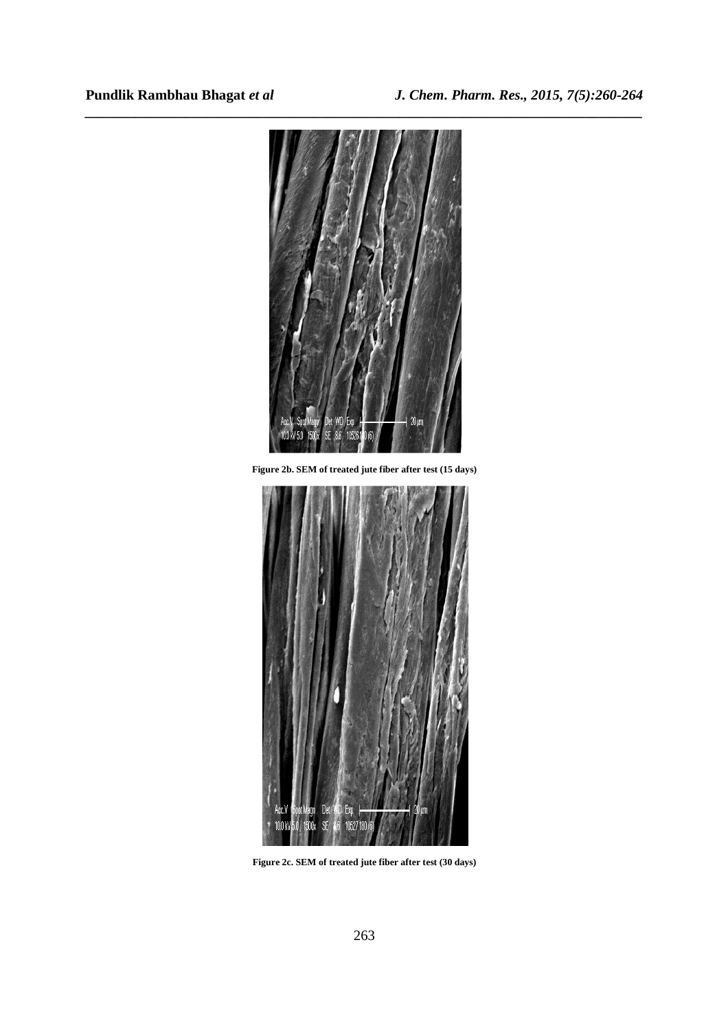Figure 2b. SEM of treated jute fiber after test (15 days)

Figure 2c. SEM of treated jute fiber after test (30 days)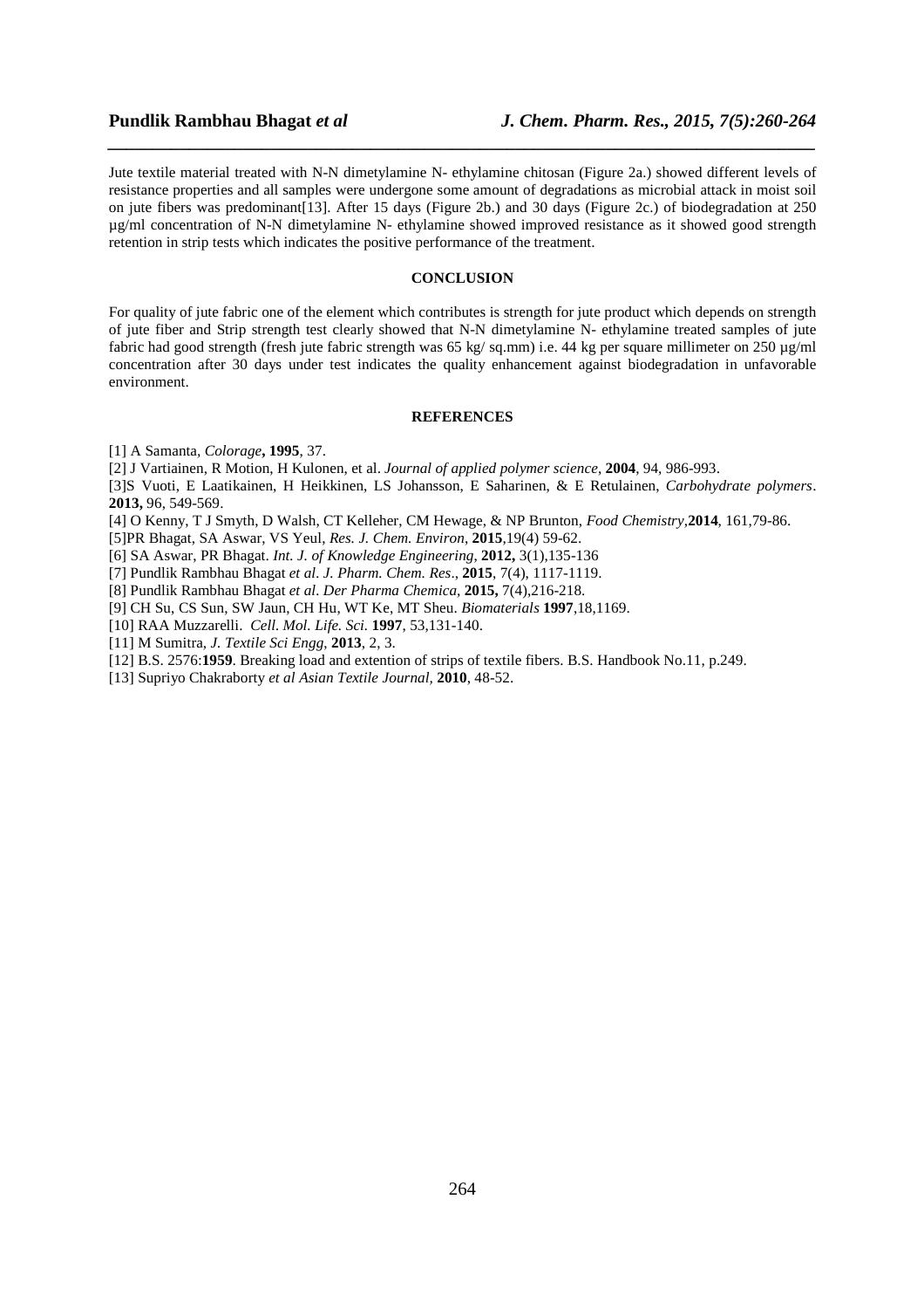Jute textile material treated with N-N dimetylamine N- ethylamine chitosan (Figure 2a.) showed different levels of resistance properties and all samples were undergone some amount of degradations as microbial attack in moist soil on jute fibers was predominant[13]. After 15 days (Figure 2b.) and 30 days (Figure 2c.) of biodegradation at 250 µg/ml concentration of N-N dimetylamine N- ethylamine showed improved resistance as it showed good strength retention in strip tests which indicates the positive performance of the treatment.

## CONCLUSION

For quality of jute fabric one of the element which contributes is strength for jute product which depends on strength of jute fiber and Strip strength test clearly showed that N-N dimetylamine N- ethylamine treated samples of jute fabric had good strength (fresh jute fabric strength was 65 kg/ sq.mm) i.e. 44 kg per square millimeter on 250 µg/ml concentration after 30 days under test indicates the quality enhancement against biodegradation in unfavorable environment.

## REFERENCES

[1] A Samanta, *Colorage*, **1995**, 37.

[2] J Vartiainen, R Motion, H Kulonen, et al. *Journal of applied polymer science*, **2004**, 94, 986-993.

[3]S Vuoti, E Laatikainen, H Heikkinen, LS Johansson, E Saharinen, & E Retulainen, *Carbohydrate polymers*. **2013,** 96, 549-569.

[4] O Kenny, T J Smyth, D Walsh, CT Kelleher, CM Hewage, & NP Brunton, *Food Chemistry*,**2014**, 161,79-86.

[5]PR Bhagat, SA Aswar, VS Yeul, *Res. J. Chem. Environ*, **2015**,19(4) 59-62.

[6] SA Aswar, PR Bhagat. *Int. J. of Knowledge Engineering*, **2012,** 3(1),135-136

[7] Pundlik Rambhau Bhagat *et al*. *J. Pharm. Chem. Res*., **2015**, 7(4), 1117-1119.

[8] Pundlik Rambhau Bhagat *et al*. *Der Pharma Chemica*, **2015,** 7(4),216-218.

[9] CH Su, CS Sun, SW Jaun, CH Hu, WT Ke, MT Sheu. *Biomaterials* **1997**,18,1169.

[10] RAA Muzzarelli. *Cell. Mol. Life. Sci.* **1997**, 53,131-140.

[11] M Sumitra, *J. Textile Sci Engg*, **2013**, 2, 3.

[12] B.S. 2576:**1959**. Breaking load and extention of strips of textile fibers. B.S. Handbook No.11, p.249.

[13] Supriyo Chakraborty *et al Asian Textile Journal*, **2010**, 48-52.